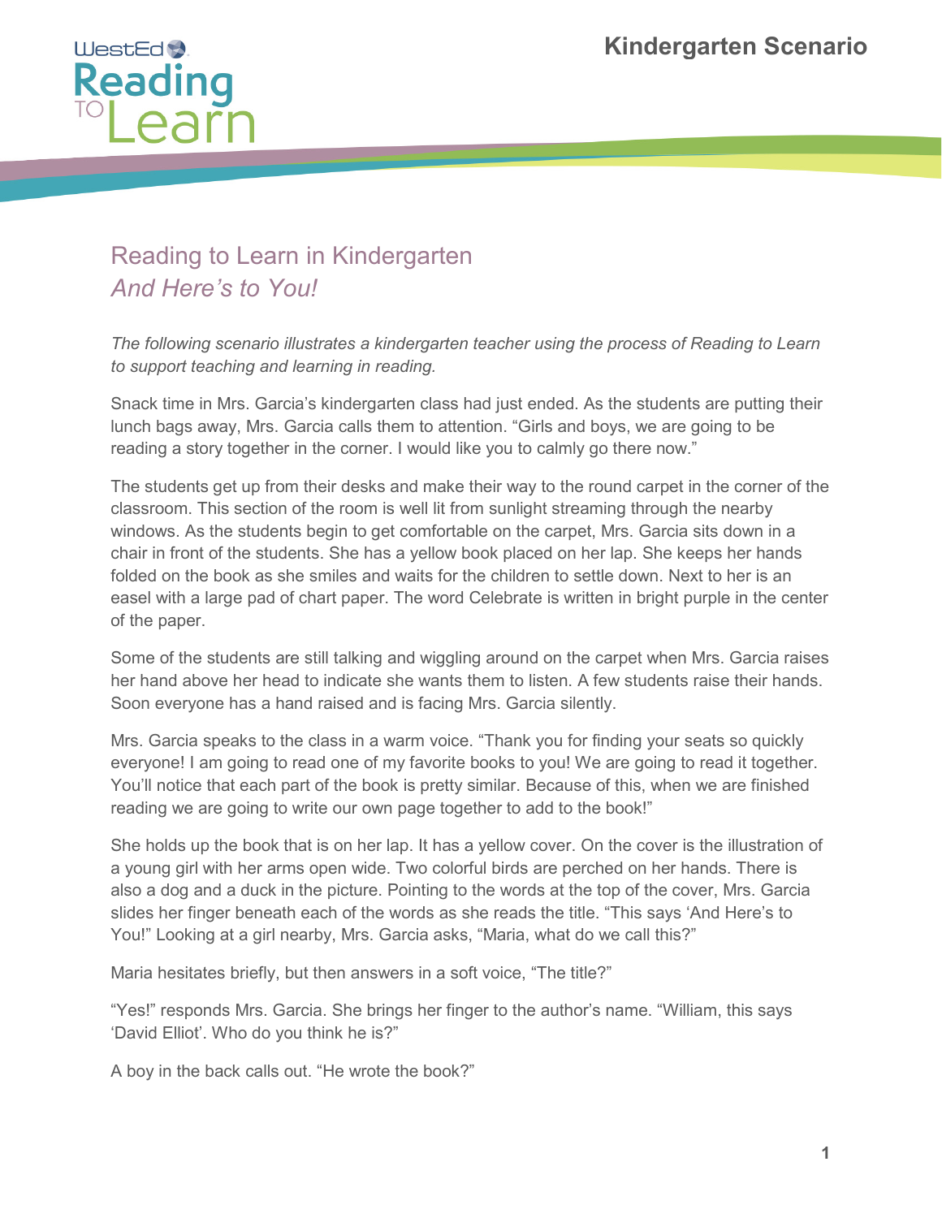# Reading to Learn in Kindergarten

## *And Here's to You!*

*The following scenario illustrates a kindergarten teacher using the process of Reading to Learn to support teaching and learning in reading.*

Snack time in Mrs. Garcia's kindergarten class had just ended. As the students are putting their lunch bags away, Mrs. Garcia calls them to attention. "Girls and boys, we are going to be reading a story together in the corner. I would like you to calmly go there now."

The students get up from their desks and make their way to the round carpet in the corner of the classroom. This section of the room is well lit from sunlight streaming through the nearby windows. As the students begin to get comfortable on the carpet, Mrs. Garcia sits down in a chair in front of the students. She has a yellow book placed on her lap. She keeps her hands folded on the book as she smiles and waits for the children to settle down. Next to her is an easel with a large pad of chart paper. The word Celebrate is written in bright purple in the center of the paper.

Some of the students are still talking and wiggling around on the carpet when Mrs. Garcia raises her hand above her head to indicate she wants them to listen. A few students raise their hands. Soon everyone has a hand raised and is facing Mrs. Garcia silently.

Mrs. Garcia speaks to the class in a warm voice. "Thank you for finding your seats so quickly everyone! I am going to read one of my favorite books to you! We are going to read it together. You'll notice that each part of the book is pretty similar. Because of this, when we are finished reading we are going to write our own page together to add to the book!"

She holds up the book that is on her lap. It has a yellow cover. On the cover is the illustration of a young girl with her arms open wide. Two colorful birds are perched on her hands. There is also a dog and a duck in the picture. Pointing to the words at the top of the cover, Mrs. Garcia slides her finger beneath each of the words as she reads the title. "This says 'And Here's to You!" Looking at a girl nearby, Mrs. Garcia asks, "Maria, what do we call this?"

Maria hesitates briefly, but then answers in a soft voice, "The title?"

"Yes!" responds Mrs. Garcia. She brings her finger to the author's name. "William, this says 'David Elliot'. Who do you think he is?"

A boy in the back calls out. "He wrote the book?"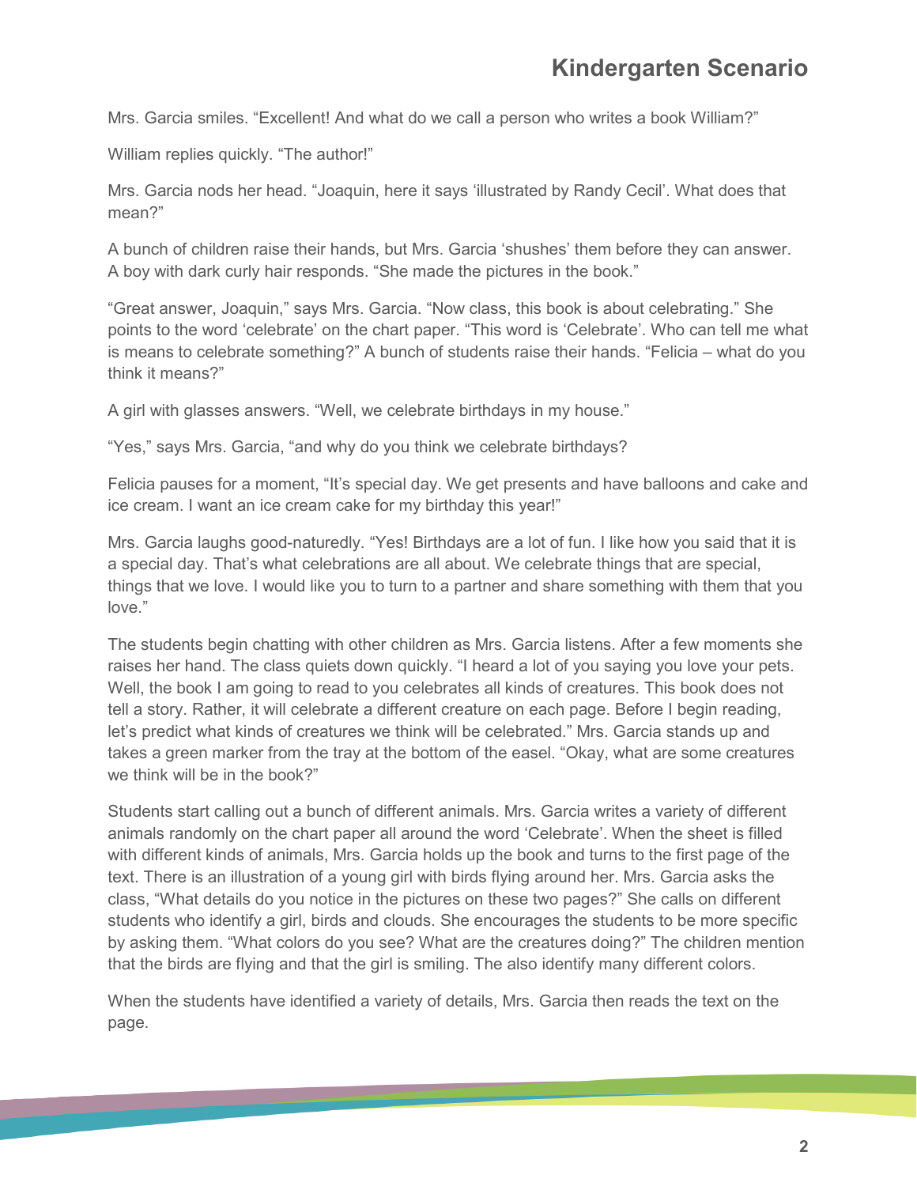Mrs. Garcia smiles. “Excellent! And what do we call a person who writes a book William?”

William replies quickly. “The author!”

Mrs. Garcia nods her head. “Joaquin, here it says ‘illustrated by Randy Cecil’. What does that mean?”

A bunch of children raise their hands, but Mrs. Garcia ‘shushes’ them before they can answer. A boy with dark curly hair responds. “She made the pictures in the book.”

“Great answer, Joaquin,” says Mrs. Garcia. “Now class, this book is about celebrating.” She points to the word ‘celebrate’ on the chart paper. “This word is ‘Celebrate’. Who can tell me what is means to celebrate something?” A bunch of students raise their hands. “Felicia – what do you think it means?”

A girl with glasses answers. “Well, we celebrate birthdays in my house.”

“Yes,” says Mrs. Garcia, “and why do you think we celebrate birthdays?

Felicia pauses for a moment, “It’s special day. We get presents and have balloons and cake and ice cream. I want an ice cream cake for my birthday this year!”

Mrs. Garcia laughs good-naturedly. “Yes! Birthdays are a lot of fun. I like how you said that it is a special day. That’s what celebrations are all about. We celebrate things that are special, things that we love. I would like you to turn to a partner and share something with them that you love.”

The students begin chatting with other children as Mrs. Garcia listens. After a few moments she raises her hand. The class quiets down quickly. “I heard a lot of you saying you love your pets. Well, the book I am going to read to you celebrates all kinds of creatures. This book does not tell a story. Rather, it will celebrate a different creature on each page. Before I begin reading, let’s predict what kinds of creatures we think will be celebrated.” Mrs. Garcia stands up and takes a green marker from the tray at the bottom of the easel. “Okay, what are some creatures we think will be in the book?”

Students start calling out a bunch of different animals. Mrs. Garcia writes a variety of different animals randomly on the chart paper all around the word ‘Celebrate’. When the sheet is filled with different kinds of animals, Mrs. Garcia holds up the book and turns to the first page of the text. There is an illustration of a young girl with birds flying around her. Mrs. Garcia asks the class, “What details do you notice in the pictures on these two pages?” She calls on different students who identify a girl, birds and clouds. She encourages the students to be more specific by asking them. “What colors do you see? What are the creatures doing?” The children mention that the birds are flying and that the girl is smiling. The also identify many different colors.

When the students have identified a variety of details, Mrs. Garcia then reads the text on the page.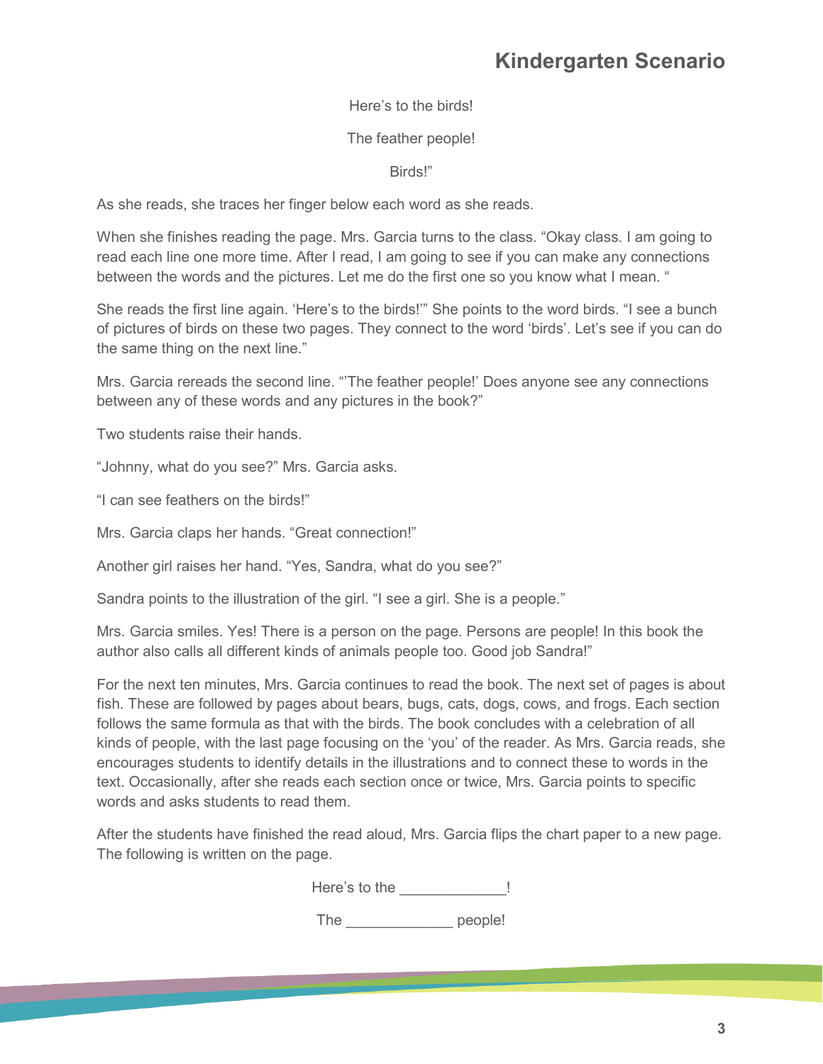Here's to the birds!

The feather people!

Birds!"

As she reads, she traces her finger below each word as she reads.

When she finishes reading the page. Mrs. Garcia turns to the class. "Okay class. I am going to read each line one more time. After I read, I am going to see if you can make any connections between the words and the pictures. Let me do the first one so you know what I mean. "

She reads the first line again. 'Here's to the birds!'" She points to the word birds. "I see a bunch of pictures of birds on these two pages. They connect to the word 'birds'. Let's see if you can do the same thing on the next line."

Mrs. Garcia rereads the second line. "'The feather people!' Does anyone see any connections between any of these words and any pictures in the book?"

Two students raise their hands.

"Johnny, what do you see?" Mrs. Garcia asks.

"I can see feathers on the birds!"

Mrs. Garcia claps her hands. "Great connection!"

Another girl raises her hand. "Yes, Sandra, what do you see?"

Sandra points to the illustration of the girl. "I see a girl. She is a people."

Mrs. Garcia smiles. Yes! There is a person on the page. Persons are people! In this book the author also calls all different kinds of animals people too. Good job Sandra!"

For the next ten minutes, Mrs. Garcia continues to read the book. The next set of pages is about fish. These are followed by pages about bears, bugs, cats, dogs, cows, and frogs. Each section follows the same formula as that with the birds. The book concludes with a celebration of all kinds of people, with the last page focusing on the 'you' of the reader. As Mrs. Garcia reads, she encourages students to identify details in the illustrations and to connect these to words in the text. Occasionally, after she reads each section once or twice, Mrs. Garcia points to specific words and asks students to read them.

After the students have finished the read aloud, Mrs. Garcia flips the chart paper to a new page. The following is written on the page.

Here's to the _____________!

The _____________ people!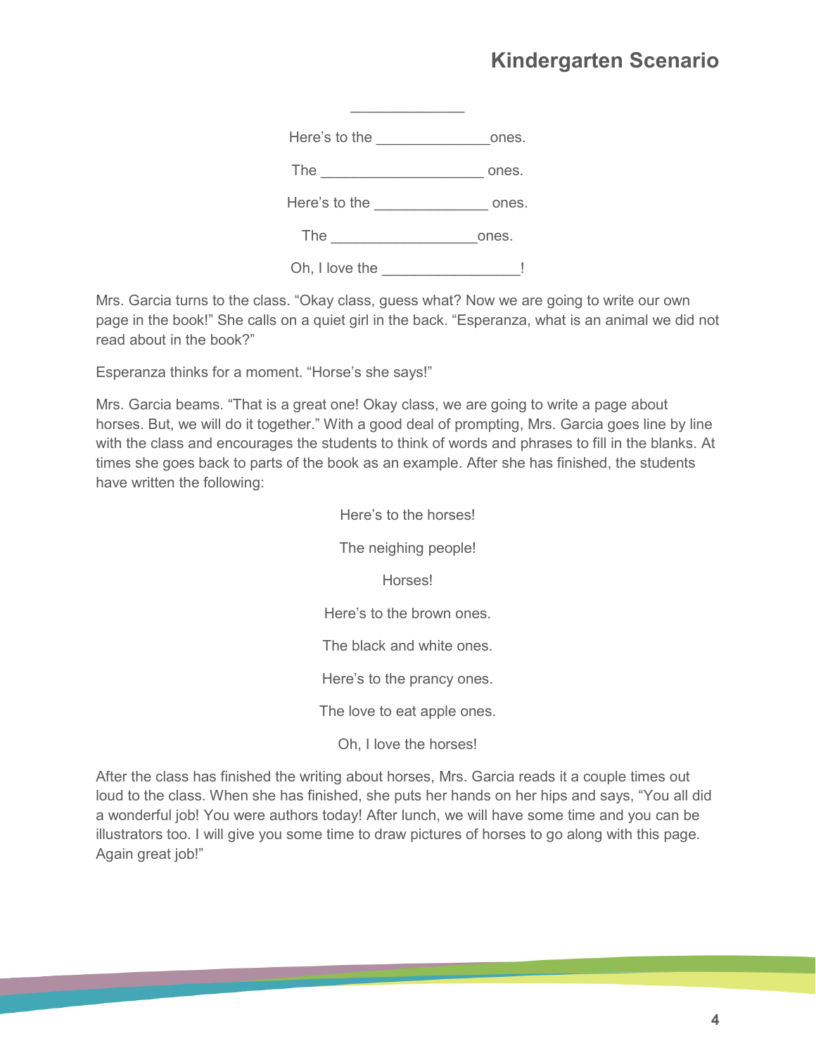______________

Here's to the ______________ones.

The ____________________ ones.

Here's to the ______________ ones.

The __________________ones.

Oh, I love the ________________!

Mrs. Garcia turns to the class. "Okay class, guess what? Now we are going to write our own page in the book!" She calls on a quiet girl in the back. "Esperanza, what is an animal we did not read about in the book?"

Esperanza thinks for a moment. "Horse's she says!"

Mrs. Garcia beams. "That is a great one! Okay class, we are going to write a page about horses. But, we will do it together." With a good deal of prompting, Mrs. Garcia goes line by line with the class and encourages the students to think of words and phrases to fill in the blanks. At times she goes back to parts of the book as an example. After she has finished, the students have written the following:

Here's to the horses!

The neighing people!

Horses!

Here's to the brown ones.

The black and white ones.

Here's to the prancy ones.

The love to eat apple ones.

Oh, I love the horses!

After the class has finished the writing about horses, Mrs. Garcia reads it a couple times out loud to the class. When she has finished, she puts her hands on her hips and says, "You all did a wonderful job! You were authors today! After lunch, we will have some time and you can be illustrators too. I will give you some time to draw pictures of horses to go along with this page. Again great job!"